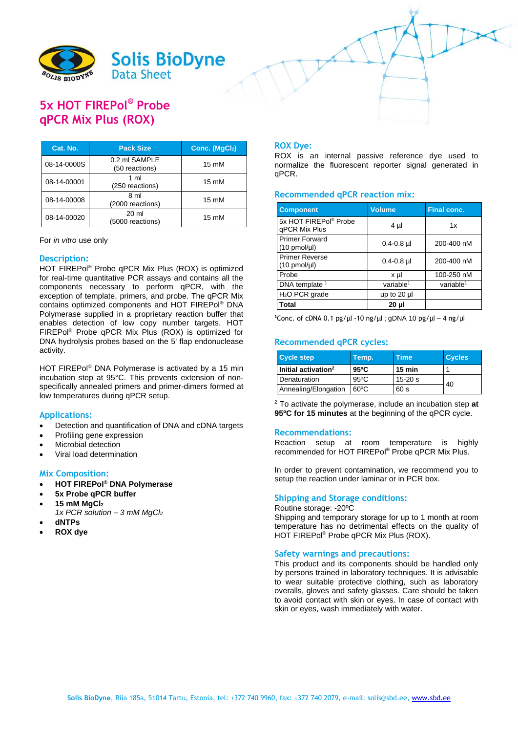Solis BioDyne
Data Sheet

# 5x HOT FIREPol® Probe qPCR Mix Plus (ROX)

| Cat. No. | Pack Size | Conc. ($MgCl_2$) |
|---|---|---|
| 08-14-0000S | 0.2 ml SAMPLE (50 reactions) | 15 mM |
| 08-14-00001 | 1 ml (250 reactions) | 15 mM |
| 08-14-00008 | 8 ml (2000 reactions) | 15 mM |
| 08-14-00020 | 20 ml (5000 reactions) | 15 mM |

For *in vitro* use only

## Description:

HOT FIREPol® Probe qPCR Mix Plus (ROX) is optimized for real-time quantitative PCR assays and contains all the components necessary to perform qPCR, with the exception of template, primers, and probe. The qPCR Mix contains optimized components and HOT FIREPol® DNA Polymerase supplied in a proprietary reaction buffer that enables detection of low copy number targets. HOT FIREPol® Probe qPCR Mix Plus (ROX) is optimized for DNA hydrolysis probes based on the 5' flap endonuclease activity.

HOT FIREPol® DNA Polymerase is activated by a 15 min incubation step at 95°C. This prevents extension of non-specifically annealed primers and primer-dimers formed at low temperatures during qPCR setup.

## Applications:

- Detection and quantification of DNA and cDNA targets
- Profiling gene expression
- Microbial detection
- Viral load determination

## Mix Composition:

- **HOT FIREPol® DNA Polymerase**
- **5x Probe qPCR buffer**
- **15 mM $MgCl_2$**
  *1x PCR solution – 3 mM $MgCl_2$*
- **dNTPs**
- **ROX dye**

## ROX Dye:

ROX is an internal passive reference dye used to normalize the fluorescent reporter signal generated in qPCR.

## Recommended qPCR reaction mix:

| Component | Volume | Final conc. |
|---|---|---|
| 5x HOT FIREPol® Probe qPCR Mix Plus | 4 µl | 1x |
| Primer Forward (10 pmol/µl) | 0.4-0.8 µl | 200-400 nM |
| Primer Reverse (10 pmol/µl) | 0.4-0.8 µl | 200-400 nM |
| Probe | x µl | 100-250 nM |
| DNA template [1] | variable[1] | variable[1] |
| $H_2O$ PCR grade | up to 20 µl | |
| **Total** | **20 µl** | |

[1]Conc. of cDNA 0.1 pg/µl -10 ng/µl ; gDNA 10 pg/µl – 4 ng/µl

## Recommended qPCR cycles:

| Cycle step | Temp. | Time | Cycles |
|---|---|---|---|
| **Initial activation[2]** | **95ºC** | **15 min** | 1 |
| Denaturation | 95ºC | 15-20 s | 40 |
| Annealing/Elongation | 60ºC | 60 s | |

[2] To activate the polymerase, include an incubation step **at 95ºC for 15 minutes** at the beginning of the qPCR cycle.

## Recommendations:

Reaction setup at room temperature is highly recommended for HOT FIREPol® Probe qPCR Mix Plus.

In order to prevent contamination, we recommend you to setup the reaction under laminar or in PCR box.

## Shipping and Storage conditions:

Routine storage: -20ºC
Shipping and temporary storage for up to 1 month at room temperature has no detrimental effects on the quality of HOT FIREPol® Probe qPCR Mix Plus (ROX).

## Safety warnings and precautions:

This product and its components should be handled only by persons trained in laboratory techniques. It is advisable to wear suitable protective clothing, such as laboratory overalls, gloves and safety glasses. Care should be taken to avoid contact with skin or eyes. In case of contact with skin or eyes, wash immediately with water.

**Solis BioDyne**, Riia 185a, 51014 Tartu, Estonia, tel: +372 740 9960, fax: +372 740 2079, e-mail: solis@sbd.ee, www.sbd.ee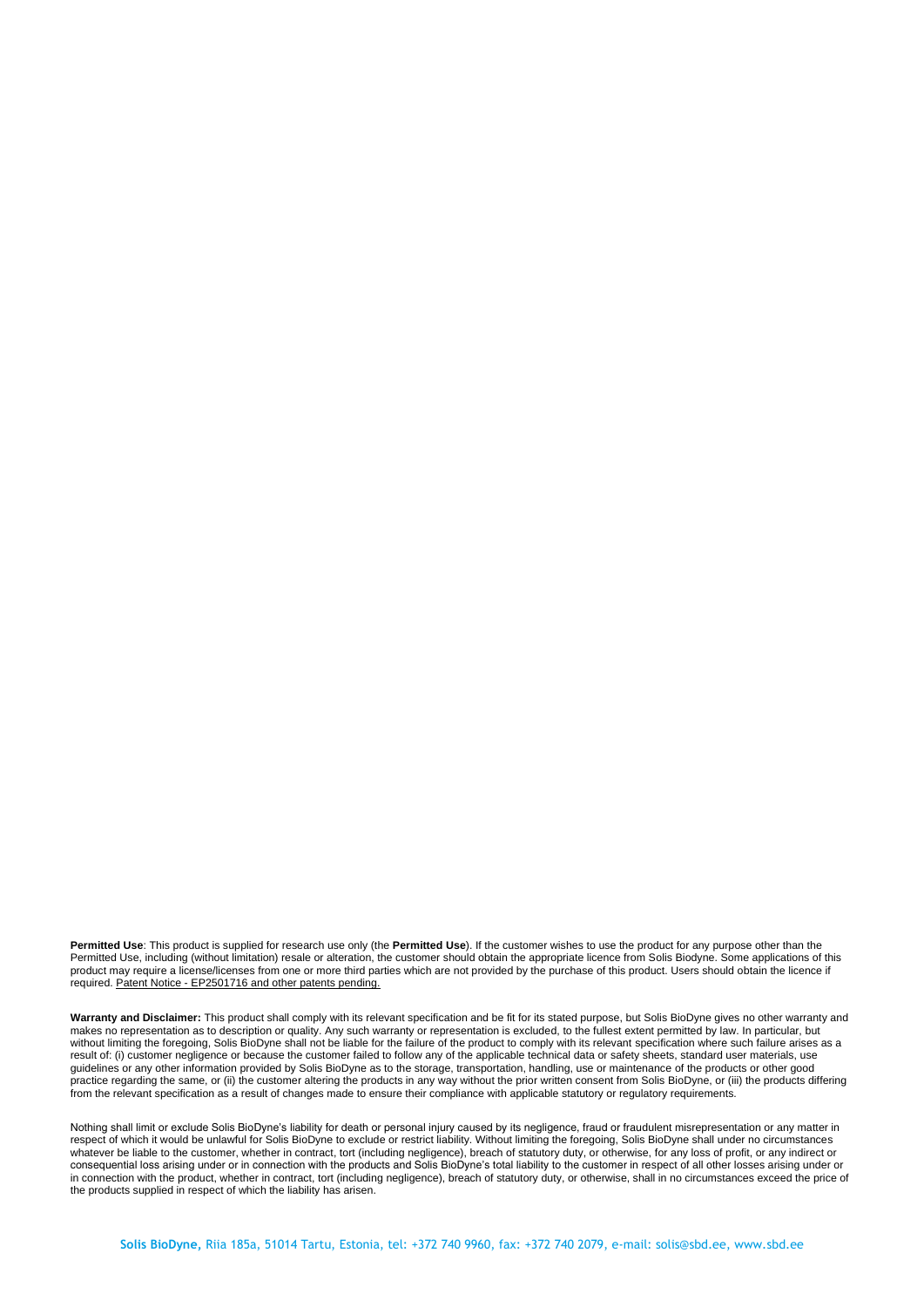**Permitted Use**: This product is supplied for research use only (the **Permitted Use**). If the customer wishes to use the product for any purpose other than the Permitted Use, including (without limitation) resale or alteration, the customer should obtain the appropriate licence from Solis Biodyne. Some applications of this product may require a license/licenses from one or more third parties which are not provided by the purchase of this product. Users should obtain the licence if required. Patent Notice - EP2501716 and other patents pending.

**Warranty and Disclaimer:** This product shall comply with its relevant specification and be fit for its stated purpose, but Solis BioDyne gives no other warranty and makes no representation as to description or quality. Any such warranty or representation is excluded, to the fullest extent permitted by law. In particular, but without limiting the foregoing, Solis BioDyne shall not be liable for the failure of the product to comply with its relevant specification where such failure arises as a result of: (i) customer negligence or because the customer failed to follow any of the applicable technical data or safety sheets, standard user materials, use guidelines or any other information provided by Solis BioDyne as to the storage, transportation, handling, use or maintenance of the products or other good practice regarding the same, or (ii) the customer altering the products in any way without the prior written consent from Solis BioDyne, or (iii) the products differing from the relevant specification as a result of changes made to ensure their compliance with applicable statutory or regulatory requirements.

Nothing shall limit or exclude Solis BioDyne's liability for death or personal injury caused by its negligence, fraud or fraudulent misrepresentation or any matter in respect of which it would be unlawful for Solis BioDyne to exclude or restrict liability. Without limiting the foregoing, Solis BioDyne shall under no circumstances whatever be liable to the customer, whether in contract, tort (including negligence), breach of statutory duty, or otherwise, for any loss of profit, or any indirect or consequential loss arising under or in connection with the products and Solis BioDyne's total liability to the customer in respect of all other losses arising under or in connection with the product, whether in contract, tort (including negligence), breach of statutory duty, or otherwise, shall in no circumstances exceed the price of the products supplied in respect of which the liability has arisen.

**Solis BioDyne,** Riia 185a, 51014 Tartu, Estonia, tel: +372 740 9960, fax: +372 740 2079, e-mail: solis@sbd.ee, www.sbd.ee